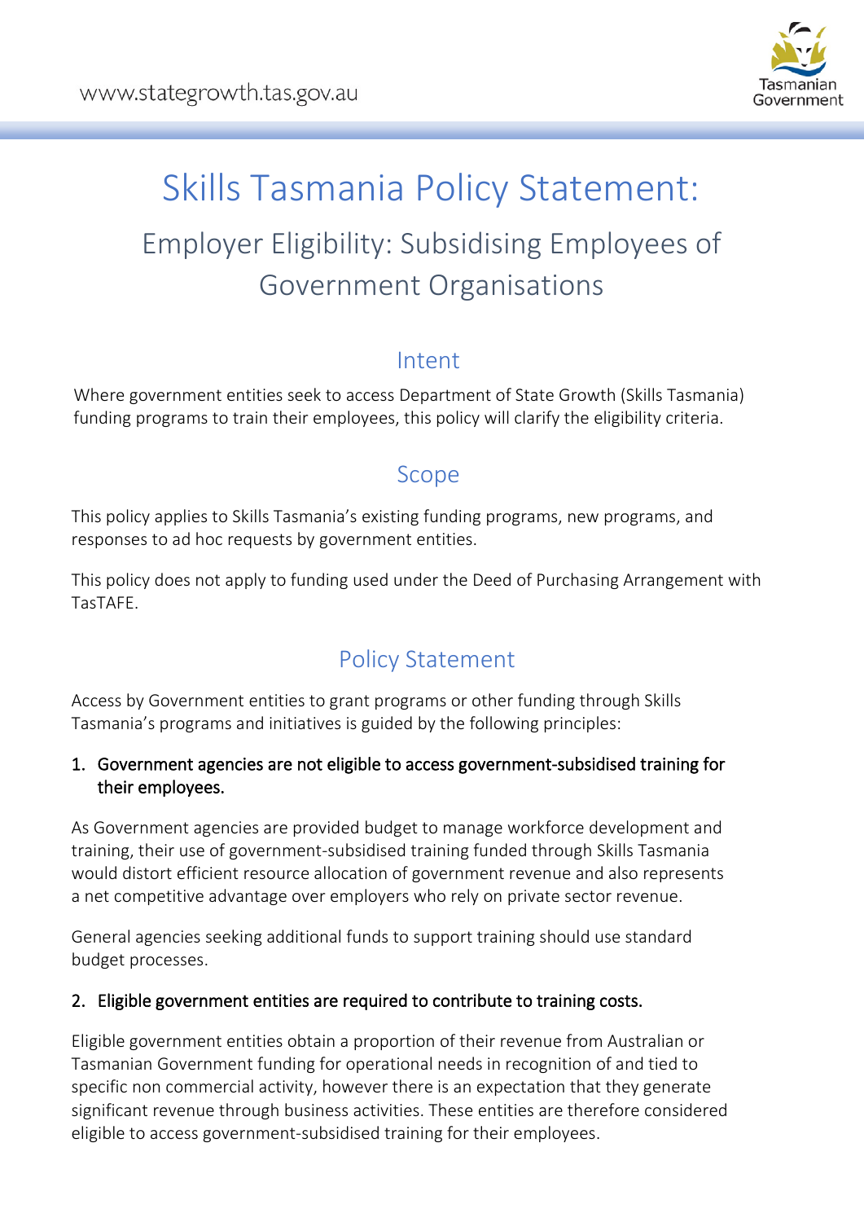# Skills Tasmania Policy Statement:

## Employer Eligibility: Subsidising Employees of Government Organisations

### Intent

Where government entities seek to access Department of State Growth (Skills Tasmania) funding programs to train their employees, this policy will clarify the eligibility criteria.

### Scope

This policy applies to Skills Tasmania's existing funding programs, new programs, and responses to ad hoc requests by government entities.

This policy does not apply to funding used under the Deed of Purchasing Arrangement with TasTAFE.

### Policy Statement

Access by Government entities to grant programs or other funding through Skills Tasmania's programs and initiatives is guided by the following principles:

1. **Government agencies are not eligible to access government-subsidised training for their employees.**

As Government agencies are provided budget to manage workforce development and training, their use of government-subsidised training funded through Skills Tasmania would distort efficient resource allocation of government revenue and also represents a net competitive advantage over employers who rely on private sector revenue.

General agencies seeking additional funds to support training should use standard budget processes.

2. **Eligible government entities are required to contribute to training costs.**

Eligible government entities obtain a proportion of their revenue from Australian or Tasmanian Government funding for operational needs in recognition of and tied to specific non commercial activity, however there is an expectation that they generate significant revenue through business activities. These entities are therefore considered eligible to access government-subsidised training for their employees.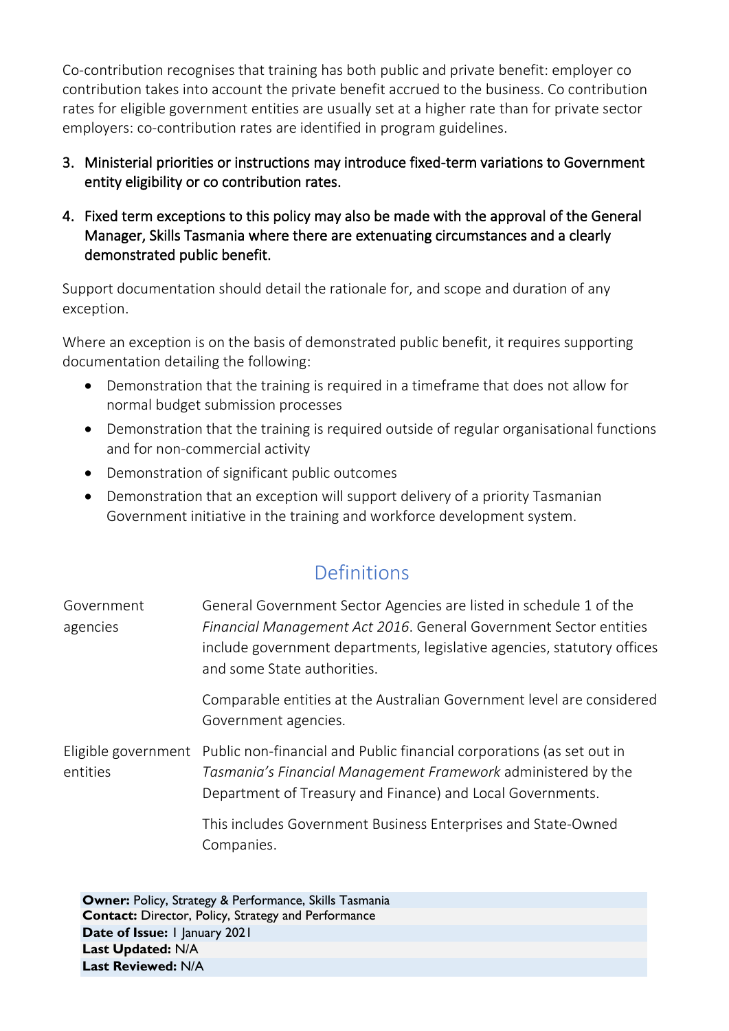Co-contribution recognises that training has both public and private benefit: employer co contribution takes into account the private benefit accrued to the business. Co contribution rates for eligible government entities are usually set at a higher rate than for private sector employers: co-contribution rates are identified in program guidelines.

3. Ministerial priorities or instructions may introduce fixed-term variations to Government entity eligibility or co contribution rates.

4. Fixed term exceptions to this policy may also be made with the approval of the General Manager, Skills Tasmania where there are extenuating circumstances and a clearly demonstrated public benefit.

Support documentation should detail the rationale for, and scope and duration of any exception.

Where an exception is on the basis of demonstrated public benefit, it requires supporting documentation detailing the following:

- Demonstration that the training is required in a timeframe that does not allow for normal budget submission processes
- Demonstration that the training is required outside of regular organisational functions and for non-commercial activity
- Demonstration of significant public outcomes
- Demonstration that an exception will support delivery of a priority Tasmanian Government initiative in the training and workforce development system.

## Definitions

| | |
|---|---|
| Government agencies | General Government Sector Agencies are listed in schedule 1 of the *Financial Management Act 2016*. General Government Sector entities include government departments, legislative agencies, statutory offices and some State authorities.<br><br>Comparable entities at the Australian Government level are considered Government agencies. |
| Eligible government entities | Public non-financial and Public financial corporations (as set out in *Tasmania's Financial Management Framework* administered by the Department of Treasury and Finance) and Local Governments.<br><br>This includes Government Business Enterprises and State-Owned Companies. |

**Owner:** Policy, Strategy & Performance, Skills Tasmania
**Contact:** Director, Policy, Strategy and Performance
**Date of Issue:** 1 January 2021
**Last Updated:** N/A
**Last Reviewed:** N/A